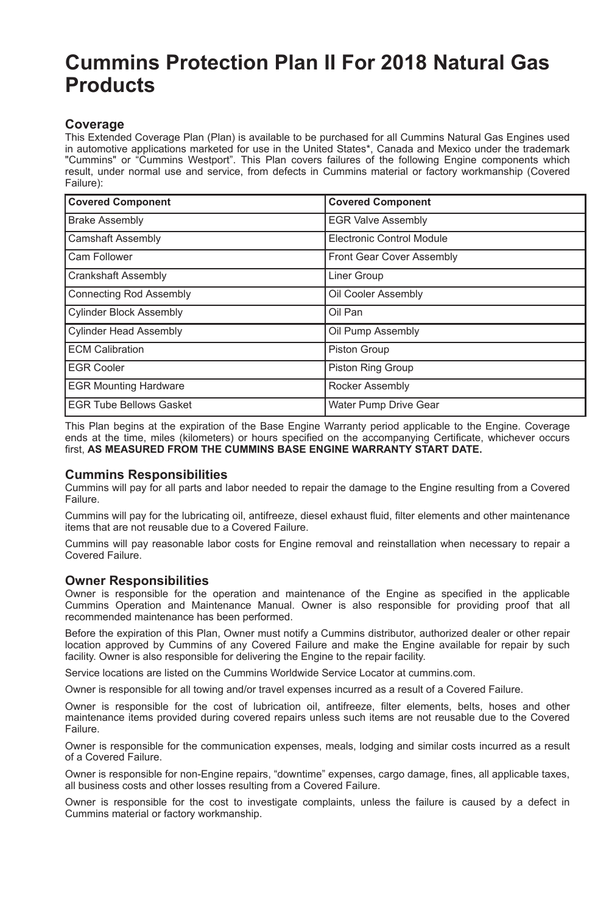# Cummins Protection Plan II For 2018 Natural Gas Products

## Coverage

This Extended Coverage Plan (Plan) is available to be purchased for all Cummins Natural Gas Engines used in automotive applications marketed for use in the United States*, Canada and Mexico under the trademark "Cummins" or "Cummins Westport". This Plan covers failures of the following Engine components which result, under normal use and service, from defects in Cummins material or factory workmanship (Covered Failure):

| Covered Component | Covered Component |
|---|---|
| Brake Assembly | EGR Valve Assembly |
| Camshaft Assembly | Electronic Control Module |
| Cam Follower | Front Gear Cover Assembly |
| Crankshaft Assembly | Liner Group |
| Connecting Rod Assembly | Oil Cooler Assembly |
| Cylinder Block Assembly | Oil Pan |
| Cylinder Head Assembly | Oil Pump Assembly |
| ECM Calibration | Piston Group |
| EGR Cooler | Piston Ring Group |
| EGR Mounting Hardware | Rocker Assembly |
| EGR Tube Bellows Gasket | Water Pump Drive Gear |

This Plan begins at the expiration of the Base Engine Warranty period applicable to the Engine. Coverage ends at the time, miles (kilometers) or hours specified on the accompanying Certificate, whichever occurs first, **AS MEASURED FROM THE CUMMINS BASE ENGINE WARRANTY START DATE.**

## Cummins Responsibilities

Cummins will pay for all parts and labor needed to repair the damage to the Engine resulting from a Covered Failure.

Cummins will pay for the lubricating oil, antifreeze, diesel exhaust fluid, filter elements and other maintenance items that are not reusable due to a Covered Failure.

Cummins will pay reasonable labor costs for Engine removal and reinstallation when necessary to repair a Covered Failure.

## Owner Responsibilities

Owner is responsible for the operation and maintenance of the Engine as specified in the applicable Cummins Operation and Maintenance Manual. Owner is also responsible for providing proof that all recommended maintenance has been performed.

Before the expiration of this Plan, Owner must notify a Cummins distributor, authorized dealer or other repair location approved by Cummins of any Covered Failure and make the Engine available for repair by such facility. Owner is also responsible for delivering the Engine to the repair facility.

Service locations are listed on the Cummins Worldwide Service Locator at cummins.com.

Owner is responsible for all towing and/or travel expenses incurred as a result of a Covered Failure.

Owner is responsible for the cost of lubrication oil, antifreeze, filter elements, belts, hoses and other maintenance items provided during covered repairs unless such items are not reusable due to the Covered Failure.

Owner is responsible for the communication expenses, meals, lodging and similar costs incurred as a result of a Covered Failure.

Owner is responsible for non-Engine repairs, "downtime" expenses, cargo damage, fines, all applicable taxes, all business costs and other losses resulting from a Covered Failure.

Owner is responsible for the cost to investigate complaints, unless the failure is caused by a defect in Cummins material or factory workmanship.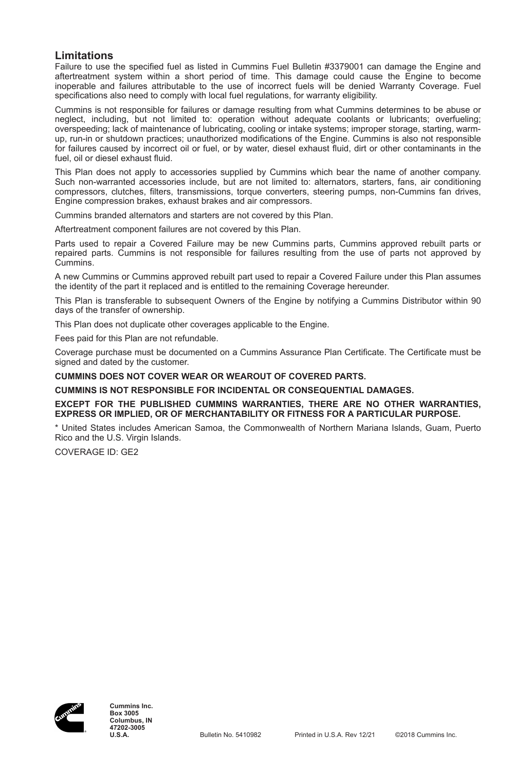## Limitations

Failure to use the specified fuel as listed in Cummins Fuel Bulletin #3379001 can damage the Engine and aftertreatment system within a short period of time. This damage could cause the Engine to become inoperable and failures attributable to the use of incorrect fuels will be denied Warranty Coverage. Fuel specifications also need to comply with local fuel regulations, for warranty eligibility.

Cummins is not responsible for failures or damage resulting from what Cummins determines to be abuse or neglect, including, but not limited to: operation without adequate coolants or lubricants; overfueling; overspeeding; lack of maintenance of lubricating, cooling or intake systems; improper storage, starting, warm-up, run-in or shutdown practices; unauthorized modifications of the Engine. Cummins is also not responsible for failures caused by incorrect oil or fuel, or by water, diesel exhaust fluid, dirt or other contaminants in the fuel, oil or diesel exhaust fluid.

This Plan does not apply to accessories supplied by Cummins which bear the name of another company. Such non-warranted accessories include, but are not limited to: alternators, starters, fans, air conditioning compressors, clutches, filters, transmissions, torque converters, steering pumps, non-Cummins fan drives, Engine compression brakes, exhaust brakes and air compressors.

Cummins branded alternators and starters are not covered by this Plan.

Aftertreatment component failures are not covered by this Plan.

Parts used to repair a Covered Failure may be new Cummins parts, Cummins approved rebuilt parts or repaired parts. Cummins is not responsible for failures resulting from the use of parts not approved by Cummins.

A new Cummins or Cummins approved rebuilt part used to repair a Covered Failure under this Plan assumes the identity of the part it replaced and is entitled to the remaining Coverage hereunder.

This Plan is transferable to subsequent Owners of the Engine by notifying a Cummins Distributor within 90 days of the transfer of ownership.

This Plan does not duplicate other coverages applicable to the Engine.

Fees paid for this Plan are not refundable.

Coverage purchase must be documented on a Cummins Assurance Plan Certificate. The Certificate must be signed and dated by the customer.

**CUMMINS DOES NOT COVER WEAR OR WEAROUT OF COVERED PARTS.**

**CUMMINS IS NOT RESPONSIBLE FOR INCIDENTAL OR CONSEQUENTIAL DAMAGES.**

**EXCEPT FOR THE PUBLISHED CUMMINS WARRANTIES, THERE ARE NO OTHER WARRANTIES, EXPRESS OR IMPLIED, OR OF MERCHANTABILITY OR FITNESS FOR A PARTICULAR PURPOSE.**

\* United States includes American Samoa, the Commonwealth of Northern Mariana Islands, Guam, Puerto Rico and the U.S. Virgin Islands.

COVERAGE ID: GE2

**Cummins Inc.**
**Box 3005**
**Columbus, IN**
**47202-3005**
**U.S.A.**

Bulletin No. 5410982 Printed in U.S.A. Rev 12/21 ©2018 Cummins Inc.